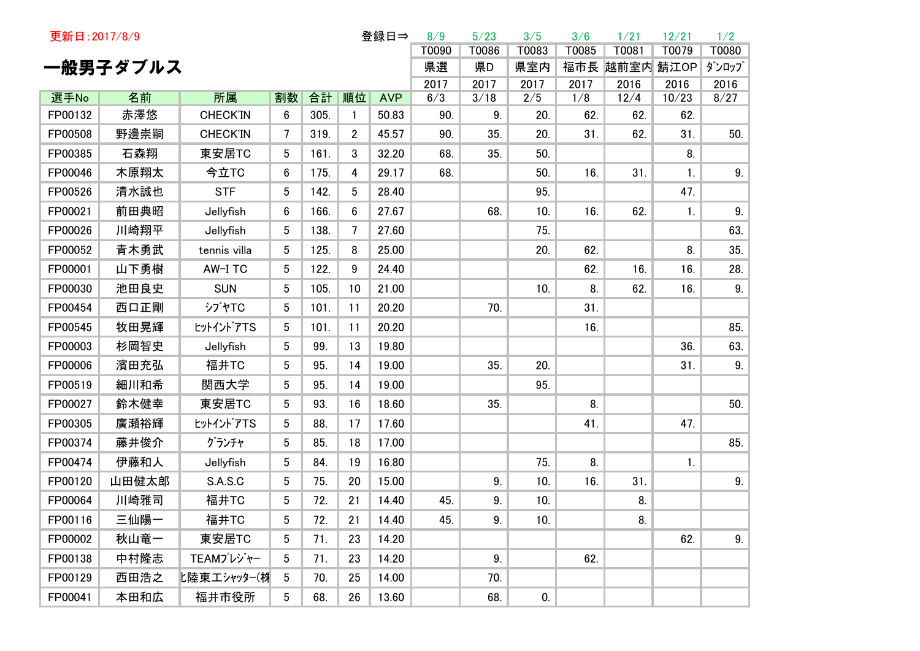更新日:2017/8/9

# 一般男子ダブルス

| | | | | | | 登録日⇒ | 8/9 | 5/23 | 3/5 | 3/6 | 1/21 | 12/21 | 1/2 |
|---|---|---|---|---|---|---|---|---|---|---|---|---|---|
| | | | | | | | T0090 | T0086 | T0083 | T0085 | T0081 | T0079 | T0080 |
| | | | | | | | 県選 | 県D | 県室内 | 福市長 | 越前室内 | 鯖江OP | ﾀﾞﾝﾛｯﾌﾟ |
| | | | | | | | 2017 | 2017 | 2017 | 2017 | 2016 | 2016 | 2016 |
| 選手No | 名前 | 所属 | 割数 | 合計 | 順位 | AVP | 6/3 | 3/18 | 2/5 | 1/8 | 12/4 | 10/23 | 8/27 |
| FP00132 | 赤澤悠 | CHECK'IN | 6 | 305. | 1 | 50.83 | 90. | 9. | 20. | 62. | 62. | 62. | |
| FP00508 | 野邊崇嗣 | CHECK'IN | 7 | 319. | 2 | 45.57 | 90. | 35. | 20. | 31. | 62. | 31. | 50. |
| FP00385 | 石森翔 | 東安居TC | 5 | 161. | 3 | 32.20 | 68. | 35. | 50. | | | 8. | |
| FP00046 | 木原翔太 | 今立TC | 6 | 175. | 4 | 29.17 | 68. | | 50. | 16. | 31. | 1. | 9. |
| FP00526 | 清水誠也 | STF | 5 | 142. | 5 | 28.40 | | | 95. | | | 47. | |
| FP00021 | 前田典昭 | Jellyfish | 6 | 166. | 6 | 27.67 | | 68. | 10. | 16. | 62. | 1. | 9. |
| FP00026 | 川崎翔平 | Jellyfish | 5 | 138. | 7 | 27.60 | | | 75. | | | | 63. |
| FP00052 | 青木勇武 | tennis villa | 5 | 125. | 8 | 25.00 | | | 20. | 62. | | 8. | 35. |
| FP00001 | 山下勇樹 | AW-I TC | 5 | 122. | 9 | 24.40 | | | | 62. | 16. | 16. | 28. |
| FP00030 | 池田良史 | SUN | 5 | 105. | 10 | 21.00 | | | 10. | 8. | 62. | 16. | 9. |
| FP00454 | 西口正剛 | ｼﾌﾞﾔTC | 5 | 101. | 11 | 20.20 | | 70. | | 31. | | | |
| FP00545 | 牧田晃輝 | ﾋｯﾄｲﾝﾄﾞｱTS | 5 | 101. | 11 | 20.20 | | | | 16. | | | 85. |
| FP00003 | 杉岡智史 | Jellyfish | 5 | 99. | 13 | 19.80 | | | | | | 36. | 63. |
| FP00006 | 濱田充弘 | 福井TC | 5 | 95. | 14 | 19.00 | | 35. | 20. | | | 31. | 9. |
| FP00519 | 細川和希 | 関西大学 | 5 | 95. | 14 | 19.00 | | | 95. | | | | |
| FP00027 | 鈴木健幸 | 東安居TC | 5 | 93. | 16 | 18.60 | | 35. | | 8. | | | 50. |
| FP00305 | 廣瀬裕輝 | ﾋｯﾄｲﾝﾄﾞｱTS | 5 | 88. | 17 | 17.60 | | | | 41. | | 47. | |
| FP00374 | 藤井俊介 | ｸﾞﾗﾝﾁｬ | 5 | 85. | 18 | 17.00 | | | | | | | 85. |
| FP00474 | 伊藤和人 | Jellyfish | 5 | 84. | 19 | 16.80 | | | 75. | 8. | | 1. | |
| FP00120 | 山田健太郎 | S.A.S.C | 5 | 75. | 20 | 15.00 | | 9. | 10. | 16. | 31. | | 9. |
| FP00064 | 川崎雅司 | 福井TC | 5 | 72. | 21 | 14.40 | 45. | 9. | 10. | | 8. | | |
| FP00116 | 三仙陽一 | 福井TC | 5 | 72. | 21 | 14.40 | 45. | 9. | 10. | | 8. | | |
| FP00002 | 秋山竜一 | 東安居TC | 5 | 71. | 23 | 14.20 | | | | | | 62. | 9. |
| FP00138 | 中村隆志 | TEAMﾌﾟﾚｼﾞｬｰ | 5 | 71. | 23 | 14.20 | | 9. | | 62. | | | |
| FP00129 | 西田浩之 | 北陸東エｼｬｯﾀｰ(株 | 5 | 70. | 25 | 14.00 | | 70. | | | | | |
| FP00041 | 本田和広 | 福井市役所 | 5 | 68. | 26 | 13.60 | | 68. | 0. | | | | |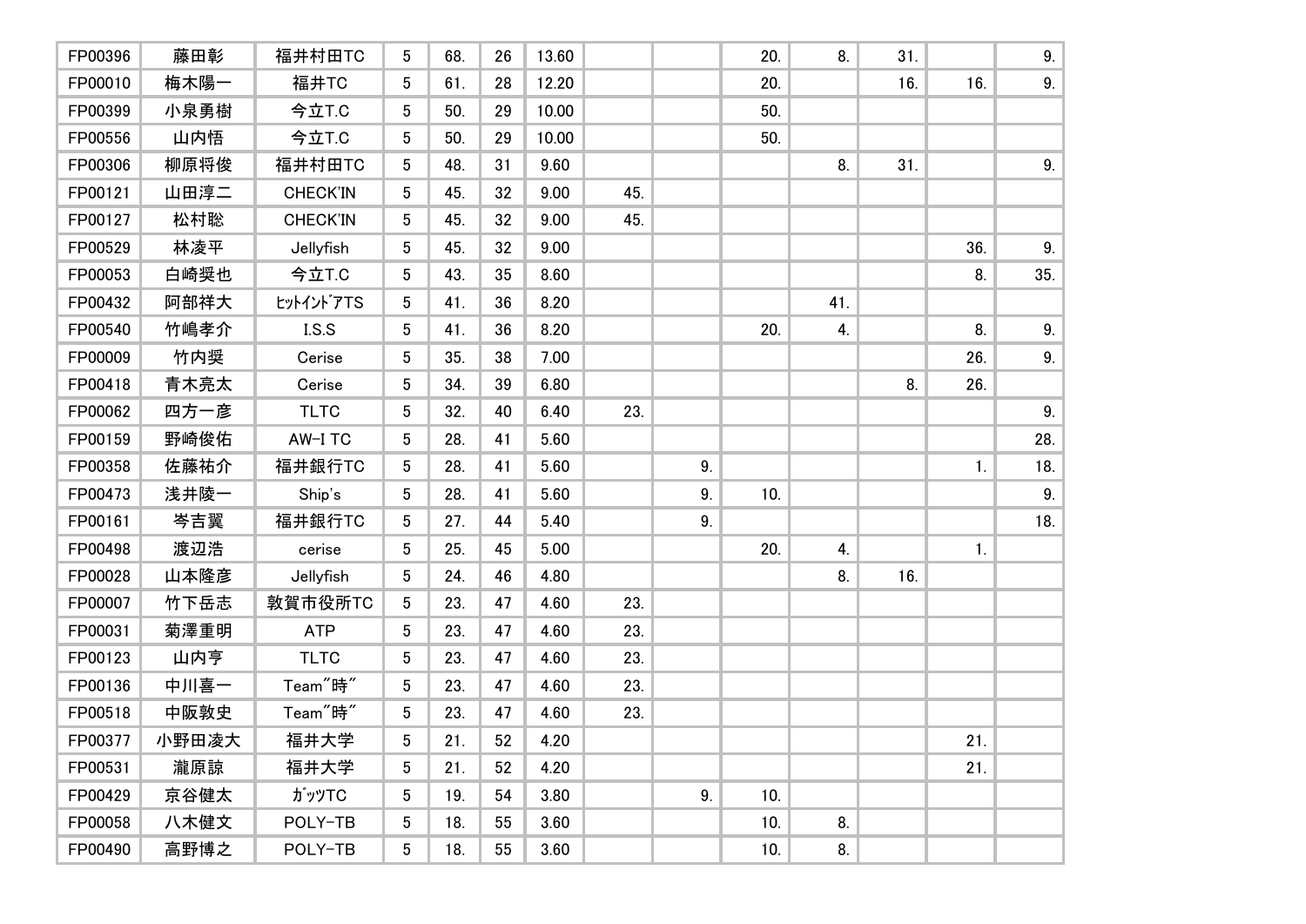| FP00396 | 藤田彰 | 福井村田TC | 5 | 68. | 26 | 13.60 | | | 20. | 8. | 31. | | 9. |
|---|---|---|---|---|---|---|---|---|---|---|---|---|---|
| FP00010 | 梅木陽一 | 福井TC | 5 | 61. | 28 | 12.20 | | | 20. | | 16. | 16. | 9. |
| FP00399 | 小泉勇樹 | 今立T.C | 5 | 50. | 29 | 10.00 | | | 50. | | | | |
| FP00556 | 山内悟 | 今立T.C | 5 | 50. | 29 | 10.00 | | | 50. | | | | |
| FP00306 | 柳原将俊 | 福井村田TC | 5 | 48. | 31 | 9.60 | | | | 8. | 31. | | 9. |
| FP00121 | 山田淳二 | CHECK'IN | 5 | 45. | 32 | 9.00 | 45. | | | | | | |
| FP00127 | 松村聡 | CHECK'IN | 5 | 45. | 32 | 9.00 | 45. | | | | | | |
| FP00529 | 林凌平 | Jellyfish | 5 | 45. | 32 | 9.00 | | | | | | 36. | 9. |
| FP00053 | 白崎奨也 | 今立T.C | 5 | 43. | 35 | 8.60 | | | | | | 8. | 35. |
| FP00432 | 阿部祥大 | ﾋｯﾄｲﾝﾄﾞｱTS | 5 | 41. | 36 | 8.20 | | | | 41. | | | |
| FP00540 | 竹嶋孝介 | I.S.S | 5 | 41. | 36 | 8.20 | | | 20. | 4. | | 8. | 9. |
| FP00009 | 竹内奨 | Cerise | 5 | 35. | 38 | 7.00 | | | | | | 26. | 9. |
| FP00418 | 青木亮太 | Cerise | 5 | 34. | 39 | 6.80 | | | | | 8. | 26. | |
| FP00062 | 四方一彦 | TLTC | 5 | 32. | 40 | 6.40 | 23. | | | | | | 9. |
| FP00159 | 野崎俊佑 | AW-I TC | 5 | 28. | 41 | 5.60 | | | | | | | 28. |
| FP00358 | 佐藤祐介 | 福井銀行TC | 5 | 28. | 41 | 5.60 | | 9. | | | | 1. | 18. |
| FP00473 | 浅井陵一 | Ship's | 5 | 28. | 41 | 5.60 | | 9. | 10. | | | | 9. |
| FP00161 | 岑吉翼 | 福井銀行TC | 5 | 27. | 44 | 5.40 | | 9. | | | | | 18. |
| FP00498 | 渡辺浩 | cerise | 5 | 25. | 45 | 5.00 | | | 20. | 4. | | 1. | |
| FP00028 | 山本隆彦 | Jellyfish | 5 | 24. | 46 | 4.80 | | | | 8. | 16. | | |
| FP00007 | 竹下岳志 | 敦賀市役所TC | 5 | 23. | 47 | 4.60 | 23. | | | | | | |
| FP00031 | 菊澤重明 | ATP | 5 | 23. | 47 | 4.60 | 23. | | | | | | |
| FP00123 | 山内亨 | TLTC | 5 | 23. | 47 | 4.60 | 23. | | | | | | |
| FP00136 | 中川喜一 | Team"時" | 5 | 23. | 47 | 4.60 | 23. | | | | | | |
| FP00518 | 中阪敦史 | Team"時" | 5 | 23. | 47 | 4.60 | 23. | | | | | | |
| FP00377 | 小野田凌大 | 福井大学 | 5 | 21. | 52 | 4.20 | | | | | | 21. | |
| FP00531 | 瀧原諒 | 福井大学 | 5 | 21. | 52 | 4.20 | | | | | | 21. | |
| FP00429 | 京谷健太 | ｶﾞｯﾂTC | 5 | 19. | 54 | 3.80 | | 9. | 10. | | | | |
| FP00058 | 八木健文 | POLY-TB | 5 | 18. | 55 | 3.60 | | | 10. | 8. | | | |
| FP00490 | 高野博之 | POLY-TB | 5 | 18. | 55 | 3.60 | | | 10. | 8. | | | |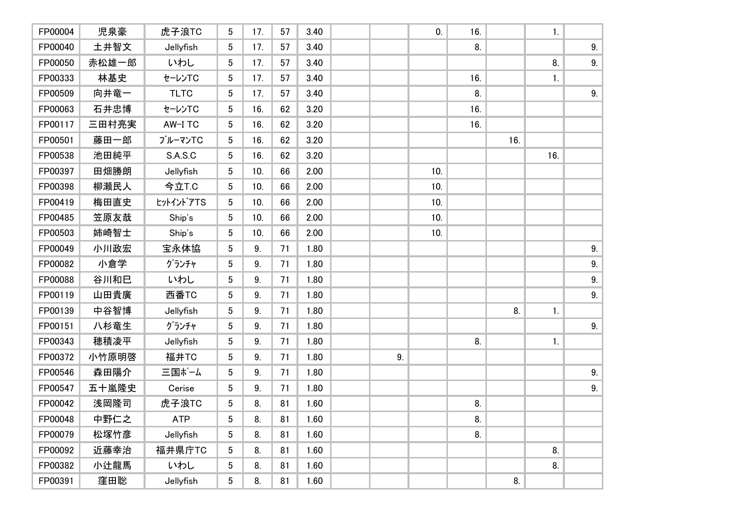| | | | | | | | | | | | | | |
|---|---|---|---|---|---|---|---|---|---|---|---|---|---|
| FP00004 | 児泉豪 | 虎子浪TC | 5 | 17. | 57 | 3.40 | | | 0. | 16. | | 1. | |
| FP00040 | 土井智文 | Jellyfish | 5 | 17. | 57 | 3.40 | | | | 8. | | | 9. |
| FP00050 | 赤松雄一郎 | いわし | 5 | 17. | 57 | 3.40 | | | | | | 8. | 9. |
| FP00333 | 林基史 | ｾｰﾚﾝTC | 5 | 17. | 57 | 3.40 | | | | 16. | | 1. | |
| FP00509 | 向井竜一 | TLTC | 5 | 17. | 57 | 3.40 | | | | 8. | | | 9. |
| FP00063 | 石井忠博 | ｾｰﾚﾝTC | 5 | 16. | 62 | 3.20 | | | | 16. | | | |
| FP00117 | 三田村亮実 | AW-I TC | 5 | 16. | 62 | 3.20 | | | | 16. | | | |
| FP00501 | 藤田一郎 | ﾌﾞﾙｰﾏﾝTC | 5 | 16. | 62 | 3.20 | | | | | 16. | | |
| FP00538 | 池田純平 | S.A.S.C | 5 | 16. | 62 | 3.20 | | | | | | 16. | |
| FP00397 | 田畑勝朗 | Jellyfish | 5 | 10. | 66 | 2.00 | | | 10. | | | | |
| FP00398 | 柳瀬民人 | 今立T.C | 5 | 10. | 66 | 2.00 | | | 10. | | | | |
| FP00419 | 梅田直史 | ﾋｯﾄｲﾝﾄﾞｱTS | 5 | 10. | 66 | 2.00 | | | 10. | | | | |
| FP00485 | 笠原友哉 | Ship's | 5 | 10. | 66 | 2.00 | | | 10. | | | | |
| FP00503 | 姉崎智士 | Ship's | 5 | 10. | 66 | 2.00 | | | 10. | | | | |
| FP00049 | 小川政宏 | 宝永体協 | 5 | 9. | 71 | 1.80 | | | | | | | 9. |
| FP00082 | 小倉学 | ｸﾞﾗﾝﾁｬ | 5 | 9. | 71 | 1.80 | | | | | | | 9. |
| FP00088 | 谷川和巳 | いわし | 5 | 9. | 71 | 1.80 | | | | | | | 9. |
| FP00119 | 山田貴廣 | 西番TC | 5 | 9. | 71 | 1.80 | | | | | | | 9. |
| FP00139 | 中谷智博 | Jellyfish | 5 | 9. | 71 | 1.80 | | | | | 8. | 1. | |
| FP00151 | 八杉竜生 | ｸﾞﾗﾝﾁｬ | 5 | 9. | 71 | 1.80 | | | | | | | 9. |
| FP00343 | 穂積凌平 | Jellyfish | 5 | 9. | 71 | 1.80 | | | | 8. | | 1. | |
| FP00372 | 小竹原明啓 | 福井TC | 5 | 9. | 71 | 1.80 | | 9. | | | | | |
| FP00546 | 森田陽介 | 三国ﾎﾟｰﾑ | 5 | 9. | 71 | 1.80 | | | | | | | 9. |
| FP00547 | 五十嵐隆史 | Cerise | 5 | 9. | 71 | 1.80 | | | | | | | 9. |
| FP00042 | 浅岡隆司 | 虎子浪TC | 5 | 8. | 81 | 1.60 | | | | 8. | | | |
| FP00048 | 中野仁之 | ATP | 5 | 8. | 81 | 1.60 | | | | 8. | | | |
| FP00079 | 松塚竹彦 | Jellyfish | 5 | 8. | 81 | 1.60 | | | | 8. | | | |
| FP00092 | 近藤幸治 | 福井県庁TC | 5 | 8. | 81 | 1.60 | | | | | | 8. | |
| FP00382 | 小辻龍馬 | いわし | 5 | 8. | 81 | 1.60 | | | | | | 8. | |
| FP00391 | 窪田聡 | Jellyfish | 5 | 8. | 81 | 1.60 | | | | | 8. | | |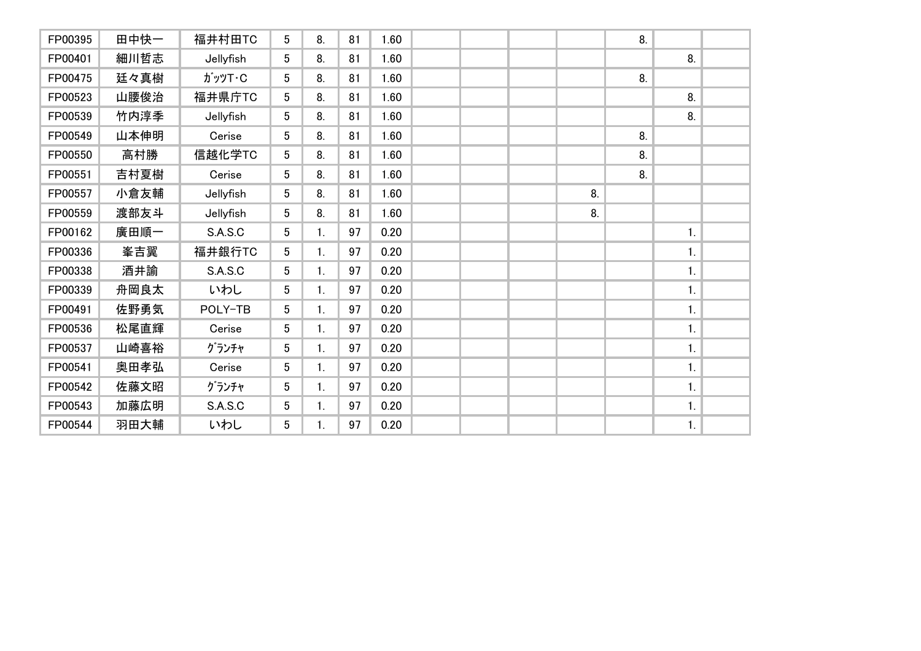| | | | | | | | | | | | | | |
|---|---|---|---|---|---|---|---|---|---|---|---|---|---|
| FP00395 | 田中快一 | 福井村田TC | 5 | 8. | 81 | 1.60 | | | | | 8. | | |
| FP00401 | 細川哲志 | Jellyfish | 5 | 8. | 81 | 1.60 | | | | | | 8. | |
| FP00475 | 廷々真樹 | ｶﾞｯﾂT･C | 5 | 8. | 81 | 1.60 | | | | | 8. | | |
| FP00523 | 山腰俊治 | 福井県庁TC | 5 | 8. | 81 | 1.60 | | | | | | 8. | |
| FP00539 | 竹内淳季 | Jellyfish | 5 | 8. | 81 | 1.60 | | | | | | 8. | |
| FP00549 | 山本伸明 | Cerise | 5 | 8. | 81 | 1.60 | | | | | 8. | | |
| FP00550 | 高村勝 | 信越化学TC | 5 | 8. | 81 | 1.60 | | | | | 8. | | |
| FP00551 | 吉村夏樹 | Cerise | 5 | 8. | 81 | 1.60 | | | | | 8. | | |
| FP00557 | 小倉友輔 | Jellyfish | 5 | 8. | 81 | 1.60 | | | | 8. | | | |
| FP00559 | 渡部友斗 | Jellyfish | 5 | 8. | 81 | 1.60 | | | | 8. | | | |
| FP00162 | 廣田順一 | S.A.S.C | 5 | 1. | 97 | 0.20 | | | | | | 1. | |
| FP00336 | 峯吉翼 | 福井銀行TC | 5 | 1. | 97 | 0.20 | | | | | | 1. | |
| FP00338 | 酒井諭 | S.A.S.C | 5 | 1. | 97 | 0.20 | | | | | | 1. | |
| FP00339 | 舟岡良太 | いわし | 5 | 1. | 97 | 0.20 | | | | | | 1. | |
| FP00491 | 佐野勇気 | POLY-TB | 5 | 1. | 97 | 0.20 | | | | | | 1. | |
| FP00536 | 松尾直輝 | Cerise | 5 | 1. | 97 | 0.20 | | | | | | 1. | |
| FP00537 | 山崎喜裕 | ｸﾞﾗﾝﾁｬ | 5 | 1. | 97 | 0.20 | | | | | | 1. | |
| FP00541 | 奥田孝弘 | Cerise | 5 | 1. | 97 | 0.20 | | | | | | 1. | |
| FP00542 | 佐藤文昭 | ｸﾞﾗﾝﾁｬ | 5 | 1. | 97 | 0.20 | | | | | | 1. | |
| FP00543 | 加藤広明 | S.A.S.C | 5 | 1. | 97 | 0.20 | | | | | | 1. | |
| FP00544 | 羽田大輔 | いわし | 5 | 1. | 97 | 0.20 | | | | | | 1. | |